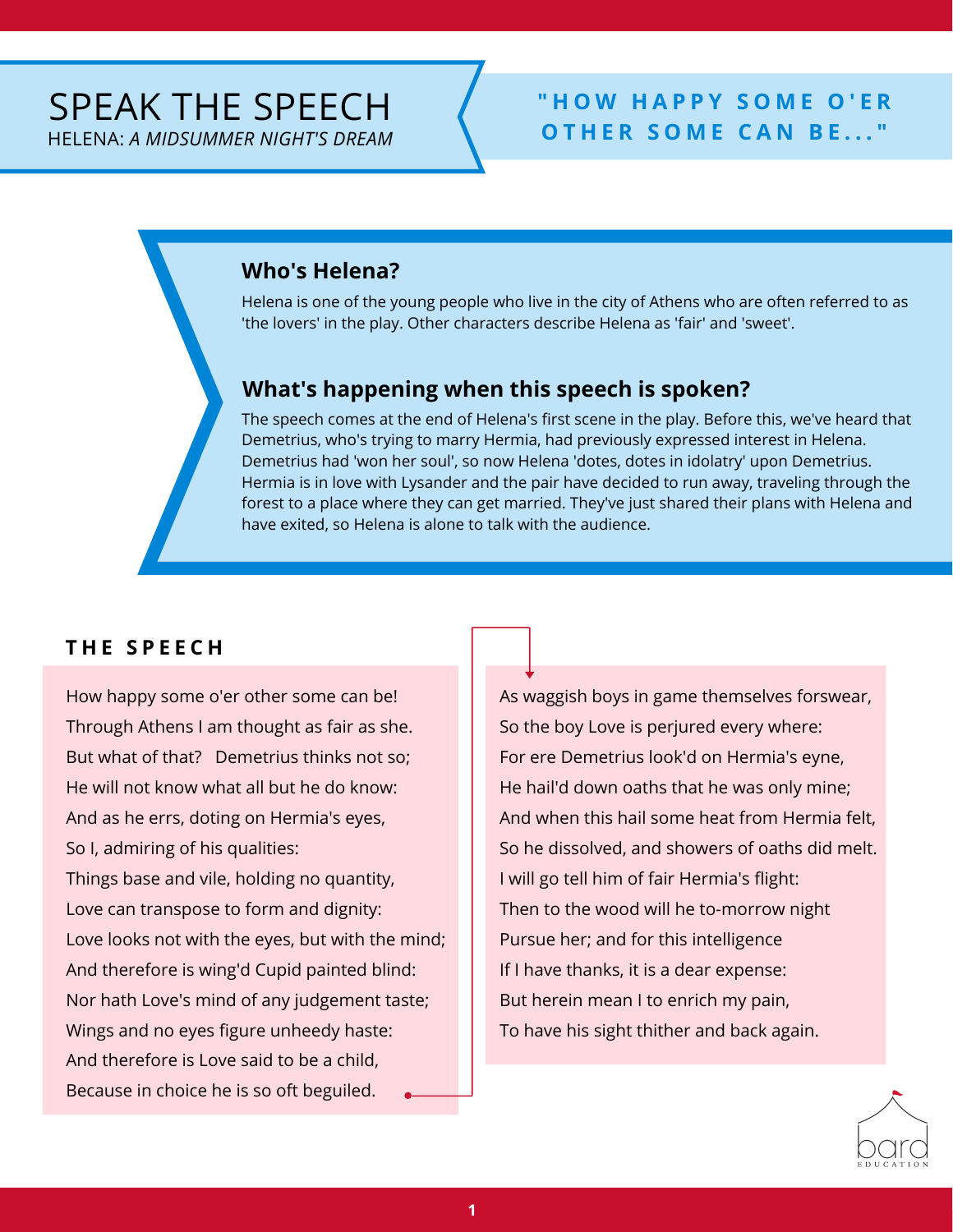# SPEAK THE SPEECH

HELENA: *A MIDSUMMER NIGHT'S DREAM*

**"HOW HAPPY SOME O'ER OTHER SOME CAN BE..."**

## Who's Helena?

Helena is one of the young people who live in the city of Athens who are often referred to as 'the lovers' in the play. Other characters describe Helena as 'fair' and 'sweet'.

## What's happening when this speech is spoken?

The speech comes at the end of Helena's first scene in the play. Before this, we've heard that Demetrius, who's trying to marry Hermia, had previously expressed interest in Helena. Demetrius had 'won her soul', so now Helena 'dotes, dotes in idolatry' upon Demetrius. Hermia is in love with Lysander and the pair have decided to run away, traveling through the forest to a place where they can get married. They've just shared their plans with Helena and have exited, so Helena is alone to talk with the audience.

## THE SPEECH

How happy some o'er other some can be!  
Through Athens I am thought as fair as she.  
But what of that? Demetrius thinks not so;  
He will not know what all but he do know:  
And as he errs, doting on Hermia's eyes,  
So I, admiring of his qualities:  
Things base and vile, holding no quantity,  
Love can transpose to form and dignity:  
Love looks not with the eyes, but with the mind;  
And therefore is wing'd Cupid painted blind:  
Nor hath Love's mind of any judgement taste;  
Wings and no eyes figure unheedy haste:  
And therefore is Love said to be a child,  
Because in choice he is so oft beguiled.  
As waggish boys in game themselves forswear,  
So the boy Love is perjured every where:  
For ere Demetrius look'd on Hermia's eyne,  
He hail'd down oaths that he was only mine;  
And when this hail some heat from Hermia felt,  
So he dissolved, and showers of oaths did melt.  
I will go tell him of fair Hermia's flight:  
Then to the wood will he to-morrow night  
Pursue her; and for this intelligence  
If I have thanks, it is a dear expense:  
But herein mean I to enrich my pain,  
To have his sight thither and back again.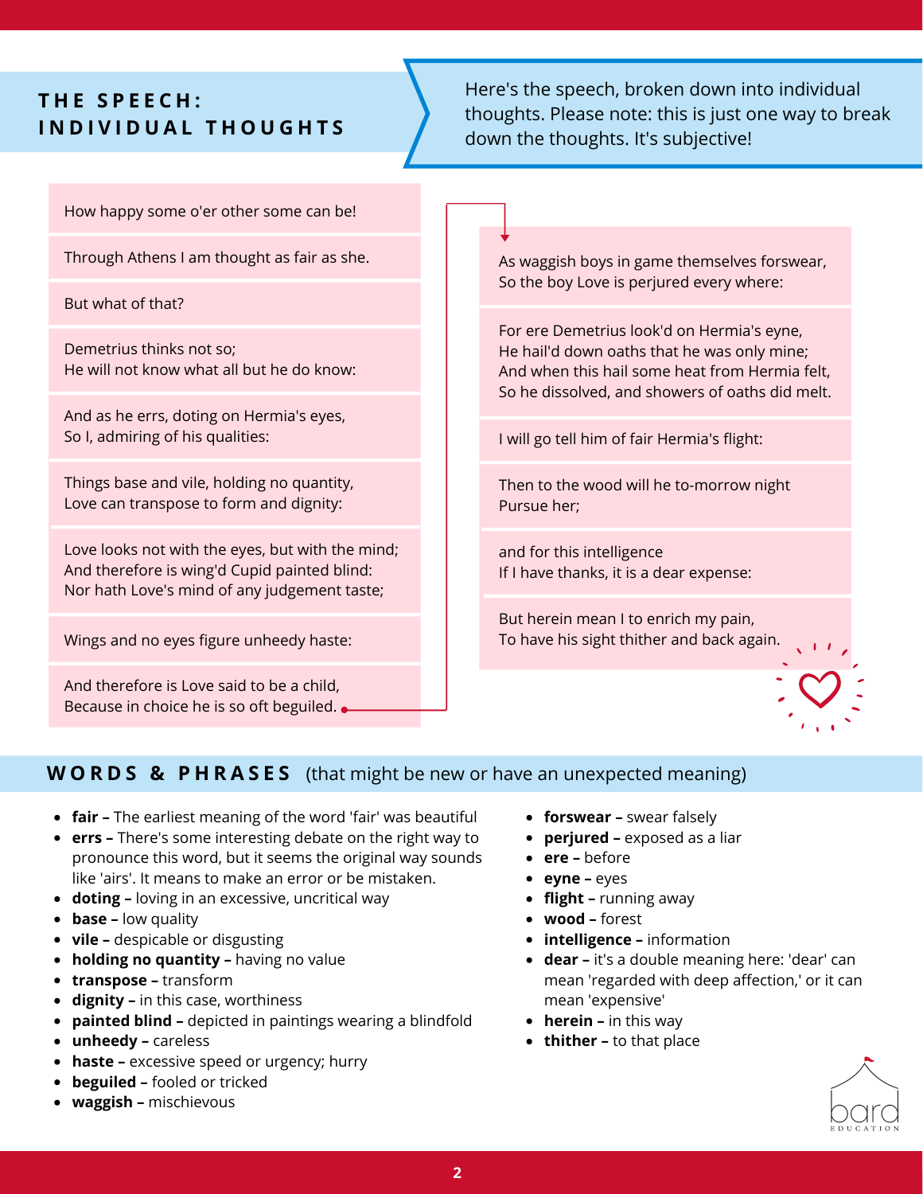## THE SPEECH: INDIVIDUAL THOUGHTS

Here's the speech, broken down into individual thoughts. Please note: this is just one way to break down the thoughts. It's subjective!

How happy some o'er other some can be!

Through Athens I am thought as fair as she.

But what of that?

Demetrius thinks not so;
He will not know what all but he do know:

And as he errs, doting on Hermia's eyes,
So I, admiring of his qualities:

Things base and vile, holding no quantity,
Love can transpose to form and dignity:

Love looks not with the eyes, but with the mind;
And therefore is wing'd Cupid painted blind:
Nor hath Love's mind of any judgement taste;

Wings and no eyes figure unheedy haste:

And therefore is Love said to be a child,
Because in choice he is so oft beguiled.

As waggish boys in game themselves forswear,
So the boy Love is perjured every where:

For ere Demetrius look'd on Hermia's eyne,
He hail'd down oaths that he was only mine;
And when this hail some heat from Hermia felt,
So he dissolved, and showers of oaths did melt.

I will go tell him of fair Hermia's flight:

Then to the wood will he to-morrow night
Pursue her;

and for this intelligence
If I have thanks, it is a dear expense:

But herein mean I to enrich my pain,
To have his sight thither and back again.

## WORDS & PHRASES (that might be new or have an unexpected meaning)

- **fair –** The earliest meaning of the word 'fair' was beautiful
- **errs –** There's some interesting debate on the right way to pronounce this word, but it seems the original way sounds like 'airs'. It means to make an error or be mistaken.
- **doting –** loving in an excessive, uncritical way
- **base –** low quality
- **vile –** despicable or disgusting
- **holding no quantity –** having no value
- **transpose –** transform
- **dignity –** in this case, worthiness
- **painted blind –** depicted in paintings wearing a blindfold
- **unheedy –** careless
- **haste –** excessive speed or urgency; hurry
- **beguiled –** fooled or tricked
- **waggish –** mischievous
- **forswear –** swear falsely
- **perjured –** exposed as a liar
- **ere –** before
- **eyne –** eyes
- **flight –** running away
- **wood –** forest
- **intelligence –** information
- **dear –** it's a double meaning here: 'dear' can mean 'regarded with deep affection,' or it can mean 'expensive'
- **herein –** in this way
- **thither –** to that place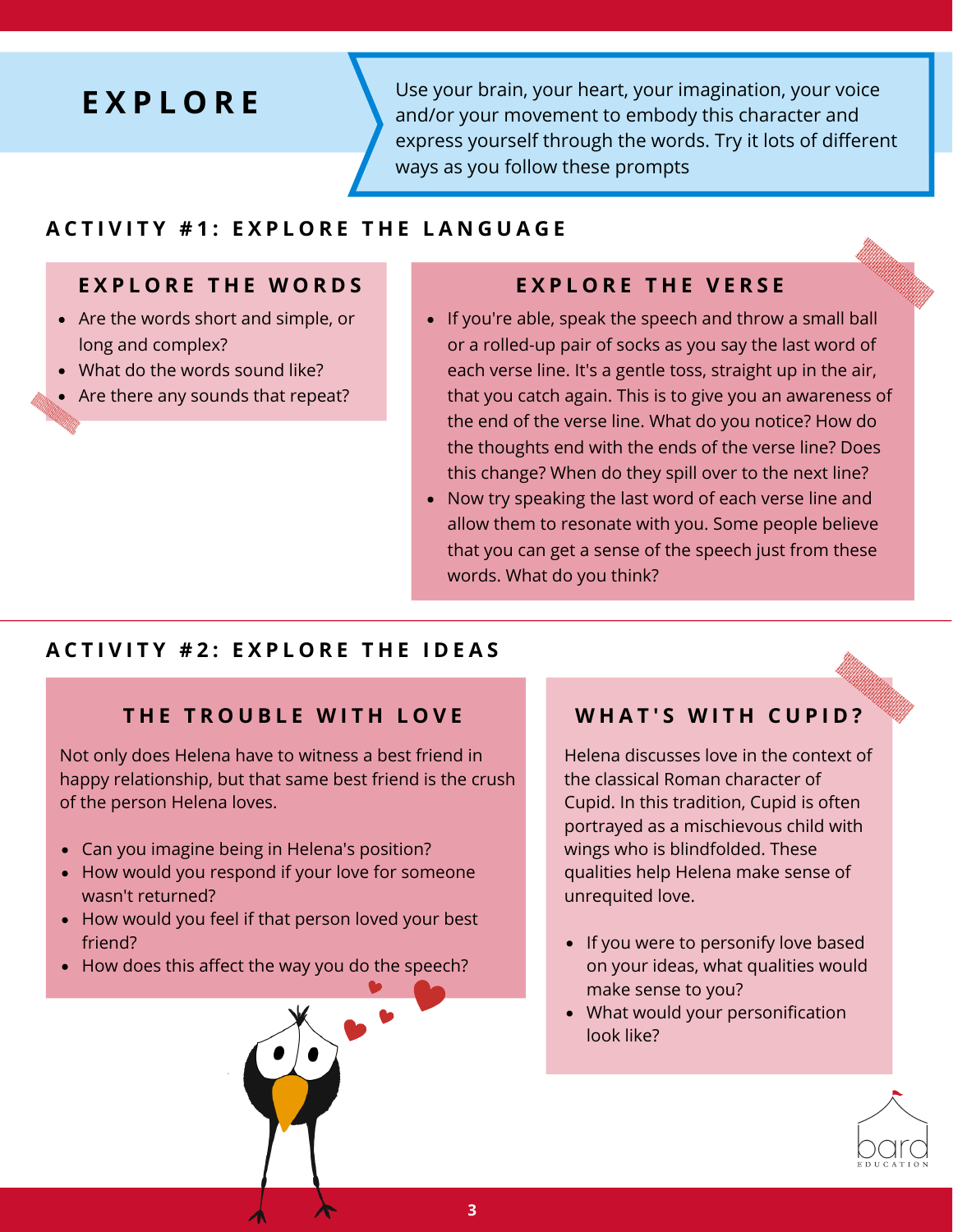# EXPLORE

Use your brain, your heart, your imagination, your voice and/or your movement to embody this character and express yourself through the words. Try it lots of different ways as you follow these prompts

## ACTIVITY #1: EXPLORE THE LANGUAGE

### EXPLORE THE WORDS

- Are the words short and simple, or long and complex?
- What do the words sound like?
- Are there any sounds that repeat?

### EXPLORE THE VERSE

- If you're able, speak the speech and throw a small ball or a rolled-up pair of socks as you say the last word of each verse line. It's a gentle toss, straight up in the air, that you catch again. This is to give you an awareness of the end of the verse line. What do you notice? How do the thoughts end with the ends of the verse line? Does this change? When do they spill over to the next line?
- Now try speaking the last word of each verse line and allow them to resonate with you. Some people believe that you can get a sense of the speech just from these words. What do you think?

## ACTIVITY #2: EXPLORE THE IDEAS

### THE TROUBLE WITH LOVE

Not only does Helena have to witness a best friend in happy relationship, but that same best friend is the crush of the person Helena loves.

- Can you imagine being in Helena's position?
- How would you respond if your love for someone wasn't returned?
- How would you feel if that person loved your best friend?
- How does this affect the way you do the speech?

### WHAT'S WITH CUPID?

Helena discusses love in the context of the classical Roman character of Cupid. In this tradition, Cupid is often portrayed as a mischievous child with wings who is blindfolded. These qualities help Helena make sense of unrequited love.

- If you were to personify love based on your ideas, what qualities would make sense to you?
- What would your personification look like?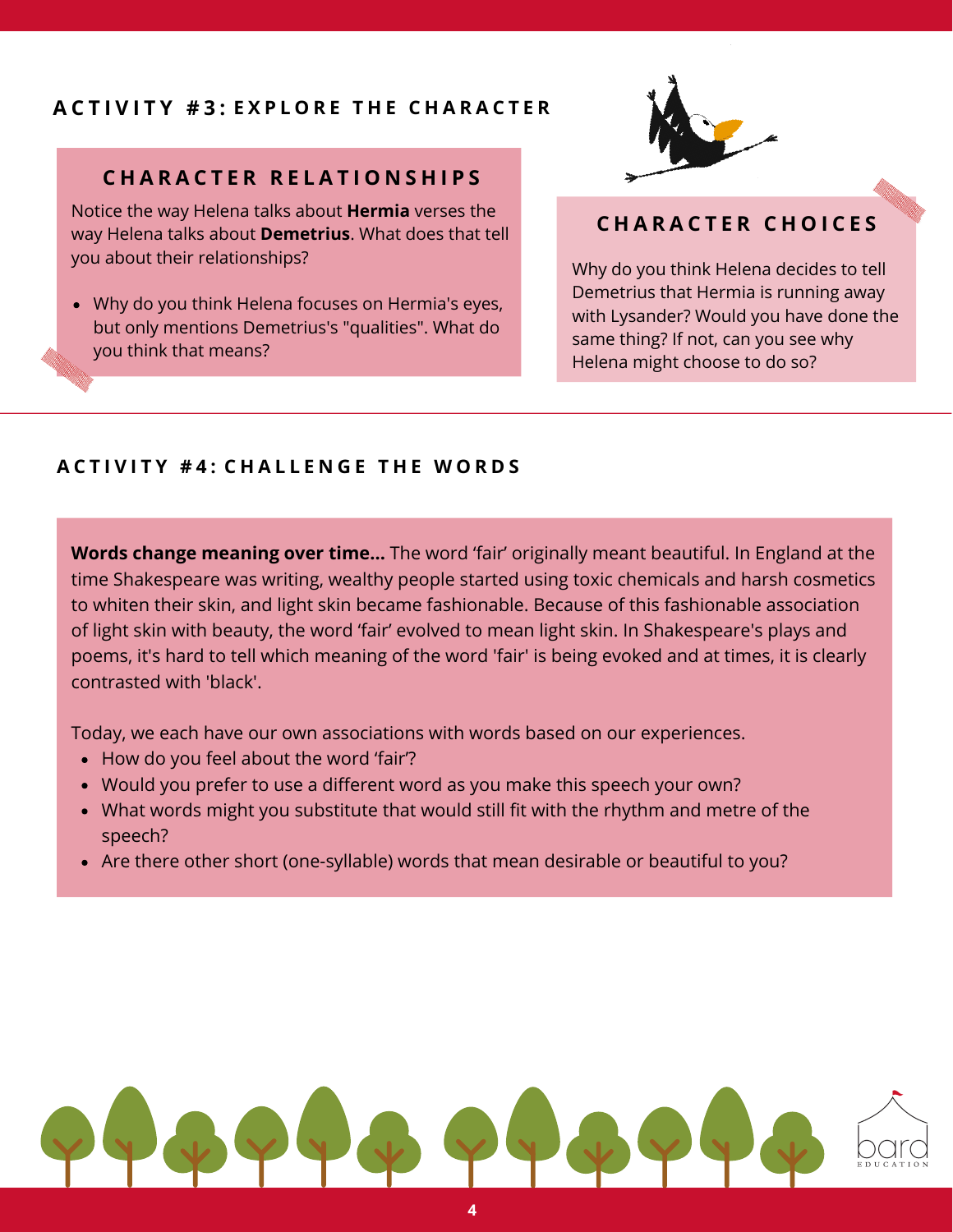## ACTIVITY #3: EXPLORE THE CHARACTER

### CHARACTER RELATIONSHIPS

Notice the way Helena talks about **Hermia** verses the way Helena talks about **Demetrius**. What does that tell you about their relationships?

- Why do you think Helena focuses on Hermia's eyes, but only mentions Demetrius's "qualities". What do you think that means?

### CHARACTER CHOICES

Why do you think Helena decides to tell Demetrius that Hermia is running away with Lysander? Would you have done the same thing? If not, can you see why Helena might choose to do so?

## ACTIVITY #4: CHALLENGE THE WORDS

**Words change meaning over time...** The word 'fair' originally meant beautiful. In England at the time Shakespeare was writing, wealthy people started using toxic chemicals and harsh cosmetics to whiten their skin, and light skin became fashionable. Because of this fashionable association of light skin with beauty, the word 'fair' evolved to mean light skin. In Shakespeare's plays and poems, it's hard to tell which meaning of the word 'fair' is being evoked and at times, it is clearly contrasted with 'black'.

Today, we each have our own associations with words based on our experiences.

- How do you feel about the word 'fair'?
- Would you prefer to use a different word as you make this speech your own?
- What words might you substitute that would still fit with the rhythm and metre of the speech?
- Are there other short (one-syllable) words that mean desirable or beautiful to you?